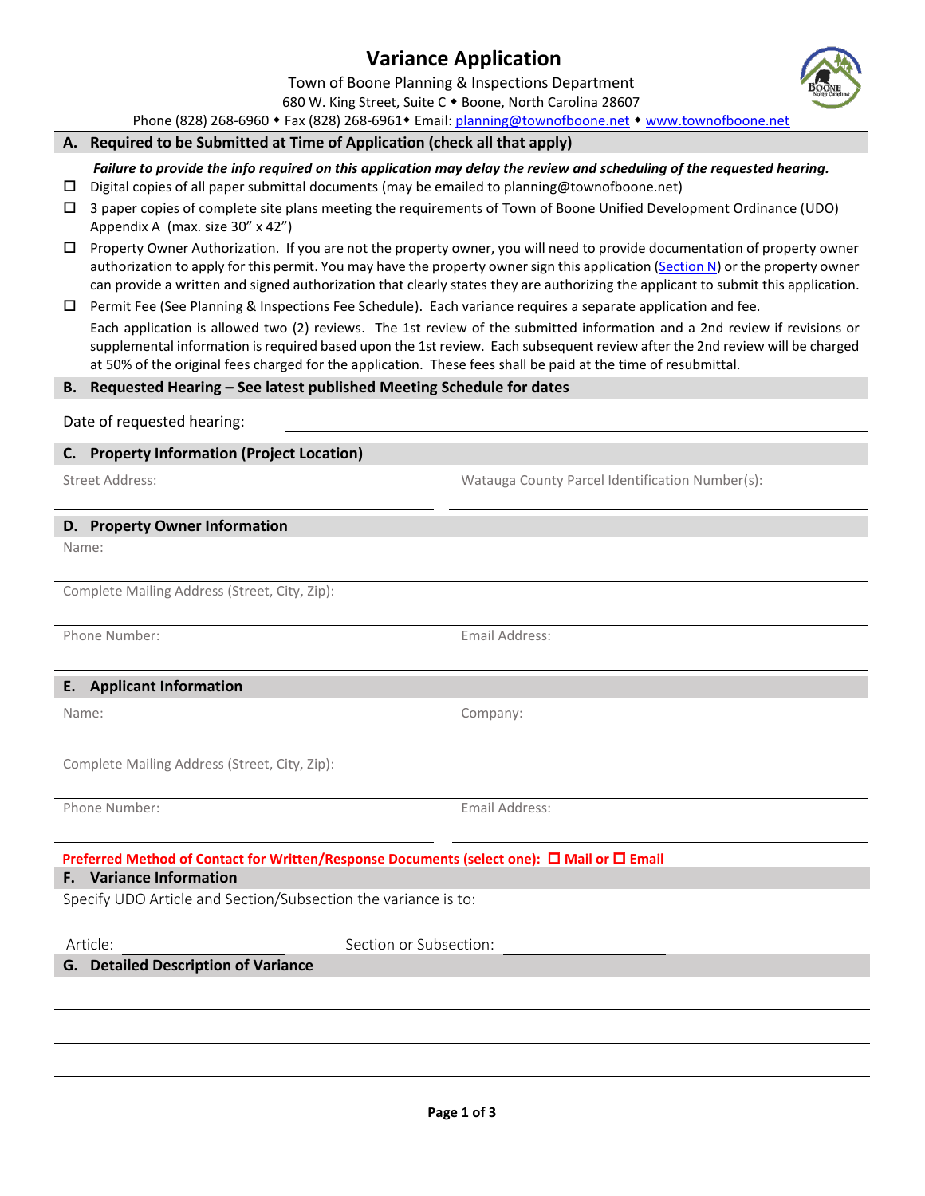# Variance Application

Town of Boone Planning & Inspections Department
680 W. King Street, Suite C ◆ Boone, North Carolina 28607
Phone (828) 268-6960 ◆ Fax (828) 268-6961◆ Email: planning@townofboone.net ◆ www.townofboone.net

## A. Required to be Submitted at Time of Application (check all that apply)

***Failure to provide the info required on this application may delay the review and scheduling of the requested hearing.***

- ☐ Digital copies of all paper submittal documents (may be emailed to planning@townofboone.net)
- ☐ 3 paper copies of complete site plans meeting the requirements of Town of Boone Unified Development Ordinance (UDO) Appendix A (max. size 30" x 42")
- ☐ Property Owner Authorization. If you are not the property owner, you will need to provide documentation of property owner authorization to apply for this permit. You may have the property owner sign this application (Section N) or the property owner can provide a written and signed authorization that clearly states they are authorizing the applicant to submit this application.
- ☐ Permit Fee (See Planning & Inspections Fee Schedule). Each variance requires a separate application and fee.

  Each application is allowed two (2) reviews. The 1st review of the submitted information and a 2nd review if revisions or supplemental information is required based upon the 1st review. Each subsequent review after the 2nd review will be charged at 50% of the original fees charged for the application. These fees shall be paid at the time of resubmittal.

## B. Requested Hearing – See latest published Meeting Schedule for dates

Date of requested hearing: ______________________________

## C. Property Information (Project Location)

Street Address: ______________________________

Watauga County Parcel Identification Number(s): ______________________________

## D. Property Owner Information

Name: ______________________________

Complete Mailing Address (Street, City, Zip): ______________________________

Phone Number: ______________________________

Email Address: ______________________________

## E. Applicant Information

Name: ______________________________

Company: ______________________________

Complete Mailing Address (Street, City, Zip): ______________________________

Phone Number: ______________________________

Email Address: ______________________________

**Preferred Method of Contact for Written/Response Documents (select one): ☐ Mail or ☐ Email**

## F. Variance Information

Specify UDO Article and Section/Subsection the variance is to:

Article: ____________ Section or Subsection: ____________

## G. Detailed Description of Variance

______________________________

______________________________

______________________________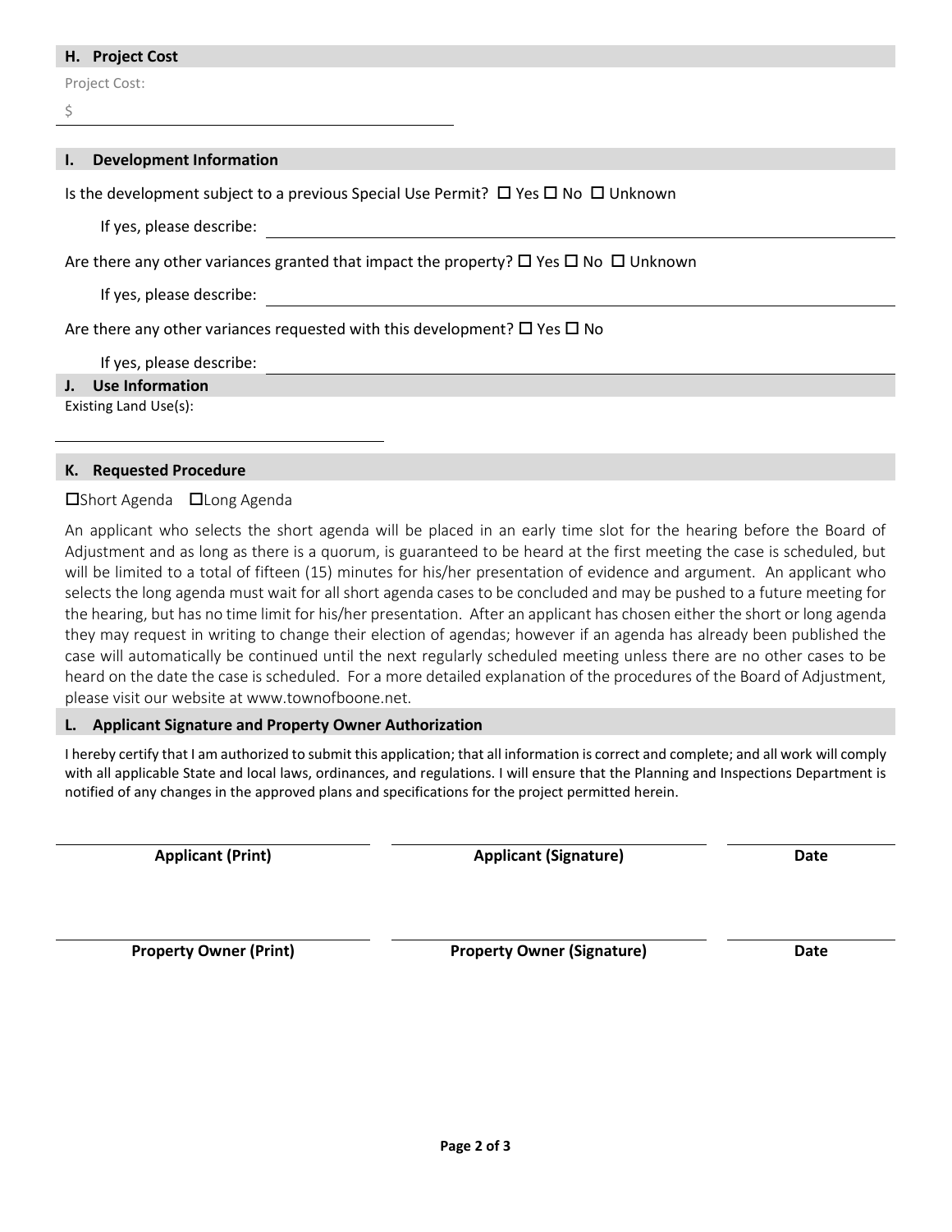## H. Project Cost

Project Cost:

$ ______________________________

## I. Development Information

Is the development subject to a previous Special Use Permit? ☐ Yes ☐ No ☐ Unknown

If yes, please describe: ______________________________

Are there any other variances granted that impact the property? ☐ Yes ☐ No ☐ Unknown

If yes, please describe: ______________________________

Are there any other variances requested with this development? ☐ Yes ☐ No

If yes, please describe: ______________________________

## J. Use Information

Existing Land Use(s):

______________________________

## K. Requested Procedure

☐Short Agenda ☐Long Agenda

An applicant who selects the short agenda will be placed in an early time slot for the hearing before the Board of Adjustment and as long as there is a quorum, is guaranteed to be heard at the first meeting the case is scheduled, but will be limited to a total of fifteen (15) minutes for his/her presentation of evidence and argument. An applicant who selects the long agenda must wait for all short agenda cases to be concluded and may be pushed to a future meeting for the hearing, but has no time limit for his/her presentation. After an applicant has chosen either the short or long agenda they may request in writing to change their election of agendas; however if an agenda has already been published the case will automatically be continued until the next regularly scheduled meeting unless there are no other cases to be heard on the date the case is scheduled. For a more detailed explanation of the procedures of the Board of Adjustment, please visit our website at www.townofboone.net.

## L. Applicant Signature and Property Owner Authorization

I hereby certify that I am authorized to submit this application; that all information is correct and complete; and all work will comply with all applicable State and local laws, ordinances, and regulations. I will ensure that the Planning and Inspections Department is notified of any changes in the approved plans and specifications for the project permitted herein.

| **Applicant (Print)** | **Applicant (Signature)** | **Date** |
| --- | --- | --- |
| | | |

| **Property Owner (Print)** | **Property Owner (Signature)** | **Date** |
| --- | --- | --- |
| | | |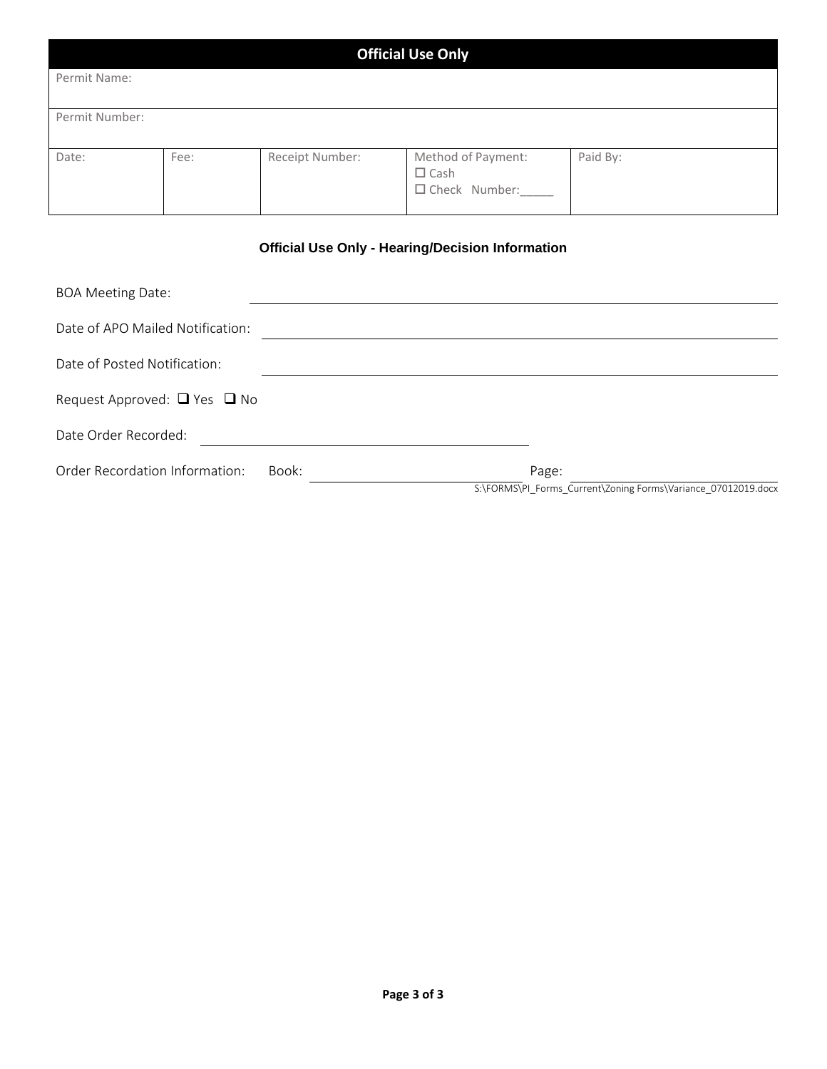| Official Use Only | | | | |
|---|---|---|---|---|
| Permit Name: | | | | |
| Permit Number: | | | | |
| Date: | Fee: | Receipt Number: | Method of Payment:<br>☐ Cash<br>☐ Check Number:_____ | Paid By: |

### Official Use Only - Hearing/Decision Information

BOA Meeting Date: ______________________________

Date of APO Mailed Notification: ______________________________

Date of Posted Notification: ______________________________

Request Approved: ☐ Yes ☐ No

Date Order Recorded: ______________________________

Order Recordation Information: Book: ______________ Page: ______________

S:\FORMS\PI_Forms_Current\Zoning Forms\Variance_07012019.docx